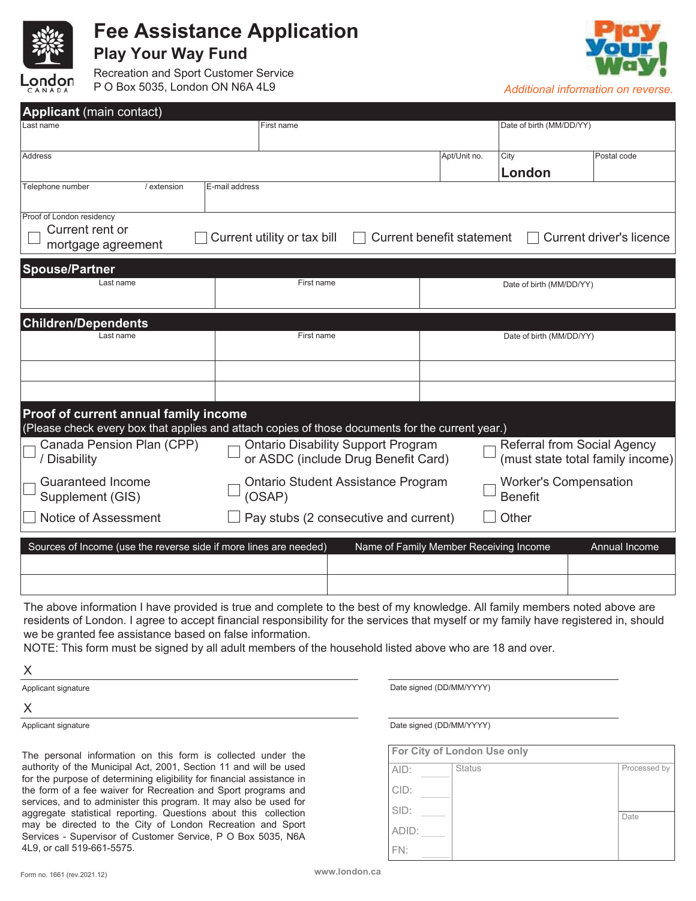# Fee Assistance Application

## Play Your Way Fund

Recreation and Sport Customer Service
P O Box 5035, London ON N6A 4L9

*Additional information on reverse.*

## Applicant (main contact)

| Last name | First name | | Date of birth (MM/DD/YY) | |
|---|---|---|---|---|
| Address | | Apt/Unit no. | City<br>**London** | Postal code |
| Telephone number / extension | E-mail address | | | |

Proof of London residency

- ☐ Current rent or mortgage agreement
- ☐ Current utility or tax bill
- ☐ Current benefit statement
- ☐ Current driver's licence

## Spouse/Partner

| Last name | First name | Date of birth (MM/DD/YY) |
|---|---|---|
| | | |

## Children/Dependents

| Last name | First name | Date of birth (MM/DD/YY) |
|---|---|---|
| | | |
| | | |
| | | |

## Proof of current annual family income

(Please check every box that applies and attach copies of those documents for the current year.)

- ☐ Canada Pension Plan (CPP) / Disability
- ☐ Ontario Disability Support Program or ASDC (include Drug Benefit Card)
- ☐ Referral from Social Agency (must state total family income)
- ☐ Guaranteed Income Supplement (GIS)
- ☐ Ontario Student Assistance Program (OSAP)
- ☐ Worker's Compensation Benefit
- ☐ Notice of Assessment
- ☐ Pay stubs (2 consecutive and current)
- ☐ Other

| Sources of Income (use the reverse side if more lines are needed) | Name of Family Member Receiving Income | Annual Income |
|---|---|---|
| | | |
| | | |

The above information I have provided is true and complete to the best of my knowledge. All family members noted above are residents of London. I agree to accept financial responsibility for the services that myself or my family have registered in, should we be granted fee assistance based on false information.
NOTE: This form must be signed by all adult members of the household listed above who are 18 and over.

X ______________________________
Applicant signature

Date signed (DD/MM/YYYY)

X ______________________________
Applicant signature

Date signed (DD/MM/YYYY)

The personal information on this form is collected under the authority of the Municipal Act, 2001, Section 11 and will be used for the purpose of determining eligibility for financial assistance in the form of a fee waiver for Recreation and Sport programs and services, and to administer this program. It may also be used for aggregate statistical reporting. Questions about this collection may be directed to the City of London Recreation and Sport Services - Supervisor of Customer Service, P O Box 5035, N6A 4L9, or call 519-661-5575.

| For City of London Use only | | |
|---|---|---|
| AID: | Status | Processed by |
| CID: | | |
| SID: | | Date |
| ADID: | | |
| FN: | | |

Form no. 1661 (rev.2021.12)

www.london.ca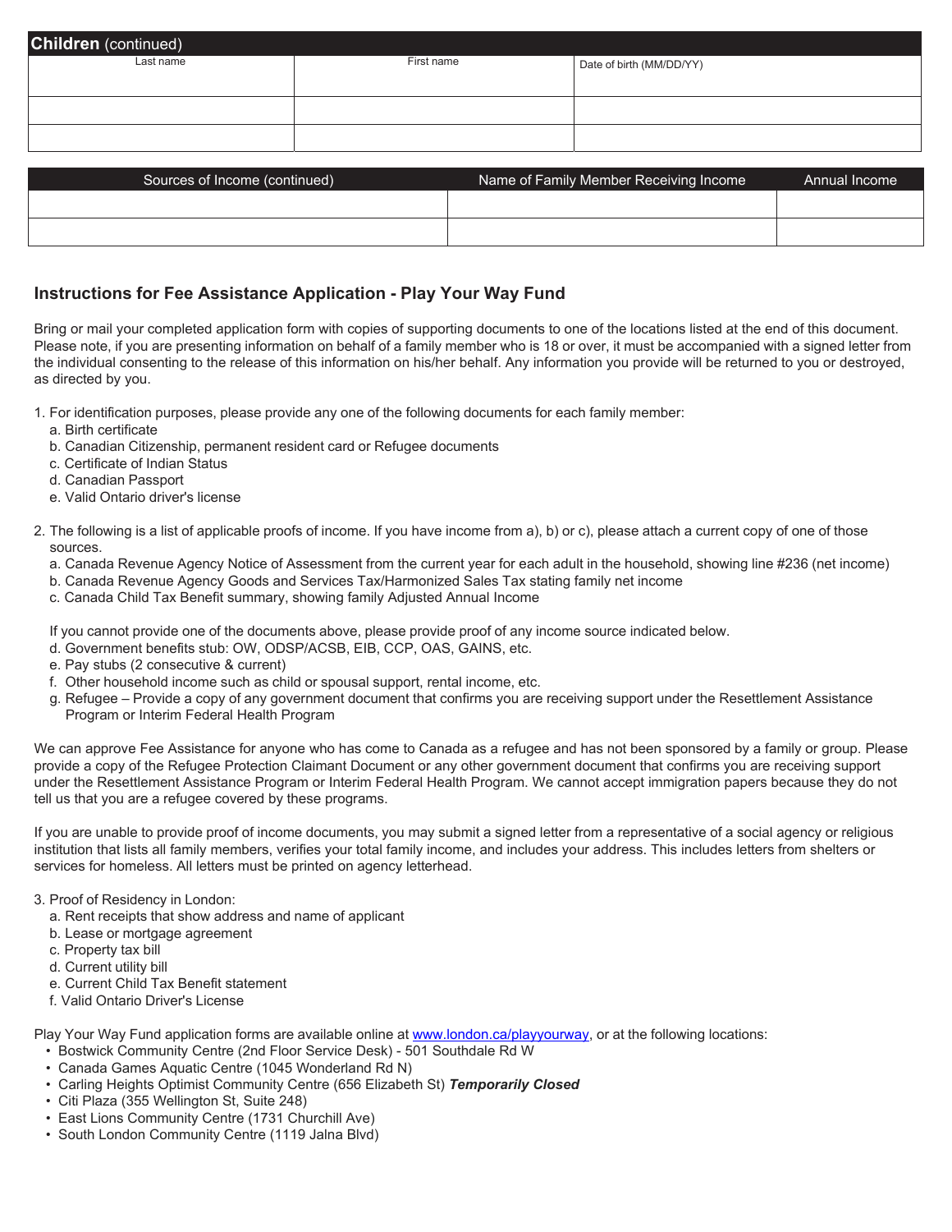| **Children** (continued) | | |
|---|---|---|
| Last name | First name | Date of birth (MM/DD/YY) |
| | | |
| | | |

| Sources of Income (continued) | Name of Family Member Receiving Income | Annual Income |
|---|---|---|
| | | |
| | | |

## Instructions for Fee Assistance Application - Play Your Way Fund

Bring or mail your completed application form with copies of supporting documents to one of the locations listed at the end of this document. Please note, if you are presenting information on behalf of a family member who is 18 or over, it must be accompanied with a signed letter from the individual consenting to the release of this information on his/her behalf. Any information you provide will be returned to you or destroyed, as directed by you.

1. For identification purposes, please provide any one of the following documents for each family member:
   a. Birth certificate
   b. Canadian Citizenship, permanent resident card or Refugee documents
   c. Certificate of Indian Status
   d. Canadian Passport
   e. Valid Ontario driver's license

2. The following is a list of applicable proofs of income. If you have income from a), b) or c), please attach a current copy of one of those sources.
   a. Canada Revenue Agency Notice of Assessment from the current year for each adult in the household, showing line #236 (net income)
   b. Canada Revenue Agency Goods and Services Tax/Harmonized Sales Tax stating family net income
   c. Canada Child Tax Benefit summary, showing family Adjusted Annual Income

   If you cannot provide one of the documents above, please provide proof of any income source indicated below.
   d. Government benefits stub: OW, ODSP/ACSB, EIB, CCP, OAS, GAINS, etc.
   e. Pay stubs (2 consecutive & current)
   f. Other household income such as child or spousal support, rental income, etc.
   g. Refugee – Provide a copy of any government document that confirms you are receiving support under the Resettlement Assistance Program or Interim Federal Health Program

We can approve Fee Assistance for anyone who has come to Canada as a refugee and has not been sponsored by a family or group. Please provide a copy of the Refugee Protection Claimant Document or any other government document that confirms you are receiving support under the Resettlement Assistance Program or Interim Federal Health Program. We cannot accept immigration papers because they do not tell us that you are a refugee covered by these programs.

If you are unable to provide proof of income documents, you may submit a signed letter from a representative of a social agency or religious institution that lists all family members, verifies your total family income, and includes your address. This includes letters from shelters or services for homeless. All letters must be printed on agency letterhead.

3. Proof of Residency in London:
   a. Rent receipts that show address and name of applicant
   b. Lease or mortgage agreement
   c. Property tax bill
   d. Current utility bill
   e. Current Child Tax Benefit statement
   f. Valid Ontario Driver's License

Play Your Way Fund application forms are available online at www.london.ca/playyourway, or at the following locations:

- Bostwick Community Centre (2nd Floor Service Desk) - 501 Southdale Rd W
- Canada Games Aquatic Centre (1045 Wonderland Rd N)
- Carling Heights Optimist Community Centre (656 Elizabeth St) ***Temporarily Closed***
- Citi Plaza (355 Wellington St, Suite 248)
- East Lions Community Centre (1731 Churchill Ave)
- South London Community Centre (1119 Jalna Blvd)